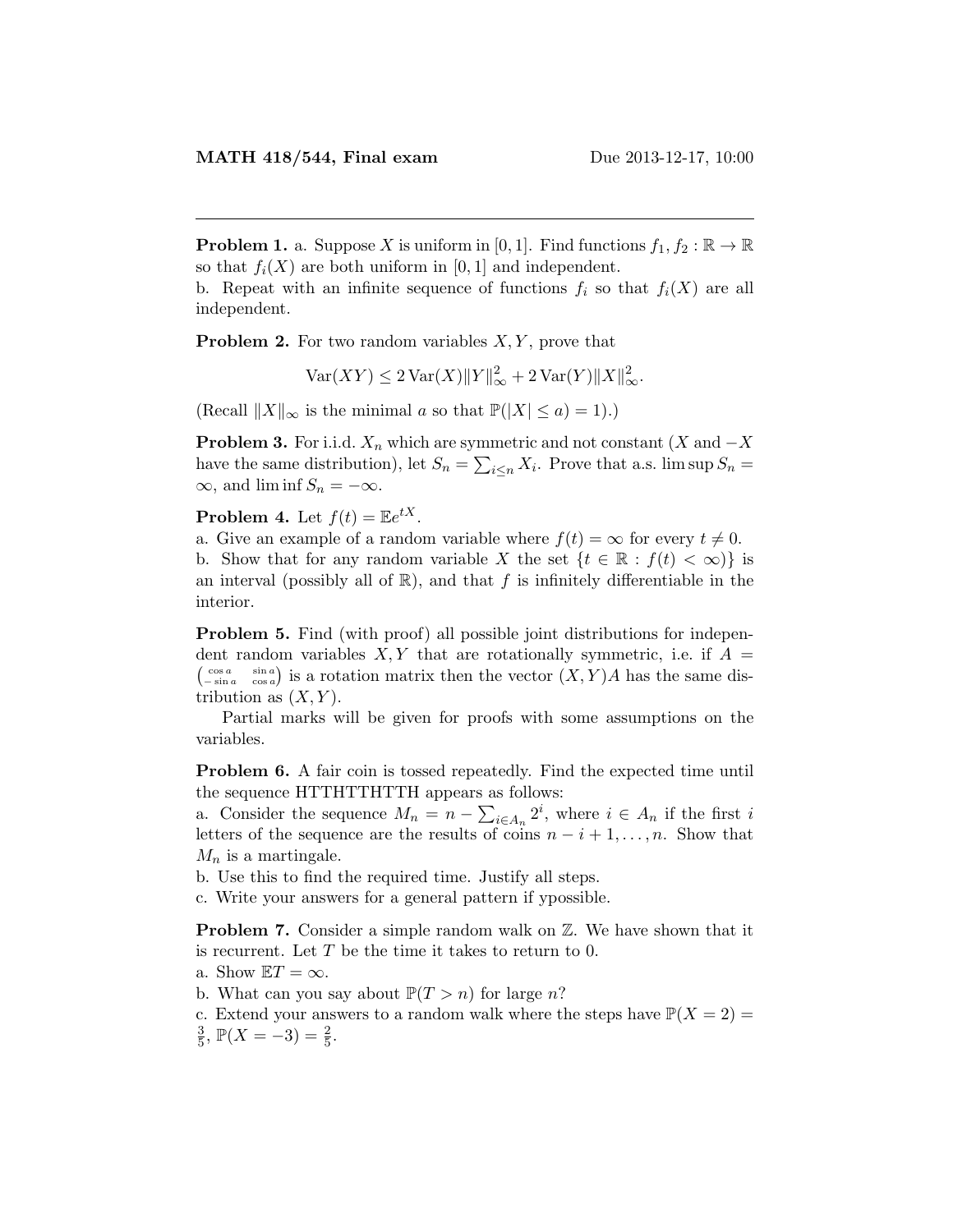**MATH 418/544, Final exam** Due 2013-12-17, 10:00

---

**Problem 1.** a. Suppose $X$ is uniform in $[0,1]$. Find functions $f_1, f_2 : \mathbb{R} \to \mathbb{R}$ so that $f_i(X)$ are both uniform in $[0,1]$ and independent.
b. Repeat with an infinite sequence of functions $f_i$ so that $f_i(X)$ are all independent.

**Problem 2.** For two random variables $X, Y$, prove that

$$\operatorname{Var}(XY) \le 2\operatorname{Var}(X)\|Y\|_\infty^2 + 2\operatorname{Var}(Y)\|X\|_\infty^2.$$

(Recall $\|X\|_\infty$ is the minimal $a$ so that $\mathbb{P}(|X| \le a) = 1$).)

**Problem 3.** For i.i.d. $X_n$ which are symmetric and not constant ($X$ and $-X$ have the same distribution), let $S_n = \sum_{i \le n} X_i$. Prove that a.s. $\limsup S_n = \infty$, and $\liminf S_n = -\infty$.

**Problem 4.** Let $f(t) = \mathbb{E}e^{tX}$.
a. Give an example of a random variable where $f(t) = \infty$ for every $t \neq 0$.
b. Show that for any random variable $X$ the set $\{t \in \mathbb{R} : f(t) < \infty)\}$ is an interval (possibly all of $\mathbb{R}$), and that $f$ is infinitely differentiable in the interior.

**Problem 5.** Find (with proof) all possible joint distributions for independent random variables $X, Y$ that are rotationally symmetric, i.e. if $A = \begin{pmatrix} \cos a & \sin a \\ -\sin a & \cos a \end{pmatrix}$ is a rotation matrix then the vector $(X, Y)A$ has the same distribution as $(X, Y)$.

Partial marks will be given for proofs with some assumptions on the variables.

**Problem 6.** A fair coin is tossed repeatedly. Find the expected time until the sequence HTTHTTHTTH appears as follows:
a. Consider the sequence $M_n = n - \sum_{i \in A_n} 2^i$, where $i \in A_n$ if the first $i$ letters of the sequence are the results of coins $n - i + 1, \dots, n$. Show that $M_n$ is a martingale.
b. Use this to find the required time. Justify all steps.
c. Write your answers for a general pattern if ypossible.

**Problem 7.** Consider a simple random walk on $\mathbb{Z}$. We have shown that it is recurrent. Let $T$ be the time it takes to return to 0.
a. Show $\mathbb{E}T = \infty$.
b. What can you say about $\mathbb{P}(T > n)$ for large $n$?
c. Extend your answers to a random walk where the steps have $\mathbb{P}(X = 2) = \frac{3}{5}$, $\mathbb{P}(X = -3) = \frac{2}{5}$.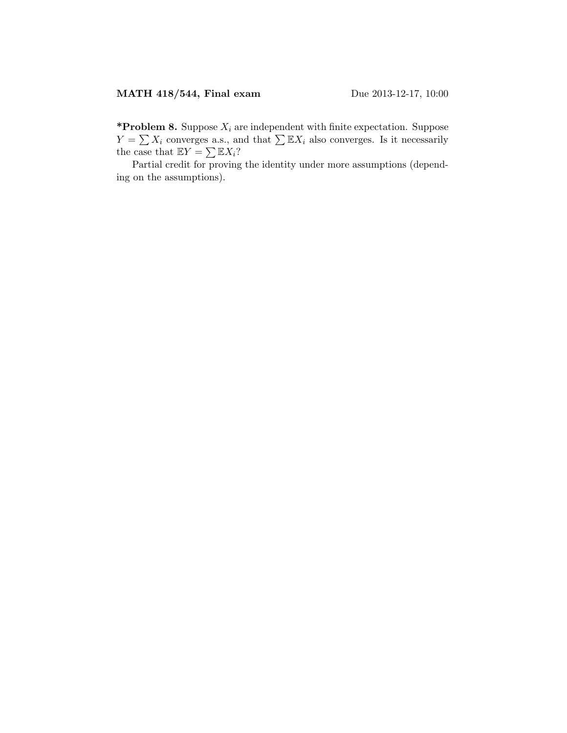**\*Problem 8.** Suppose $X_i$ are independent with finite expectation. Suppose $Y = \sum X_i$ converges a.s., and that $\sum \mathbb{E}X_i$ also converges. Is it necessarily the case that $\mathbb{E}Y = \sum \mathbb{E}X_i$?

Partial credit for proving the identity under more assumptions (depending on the assumptions).